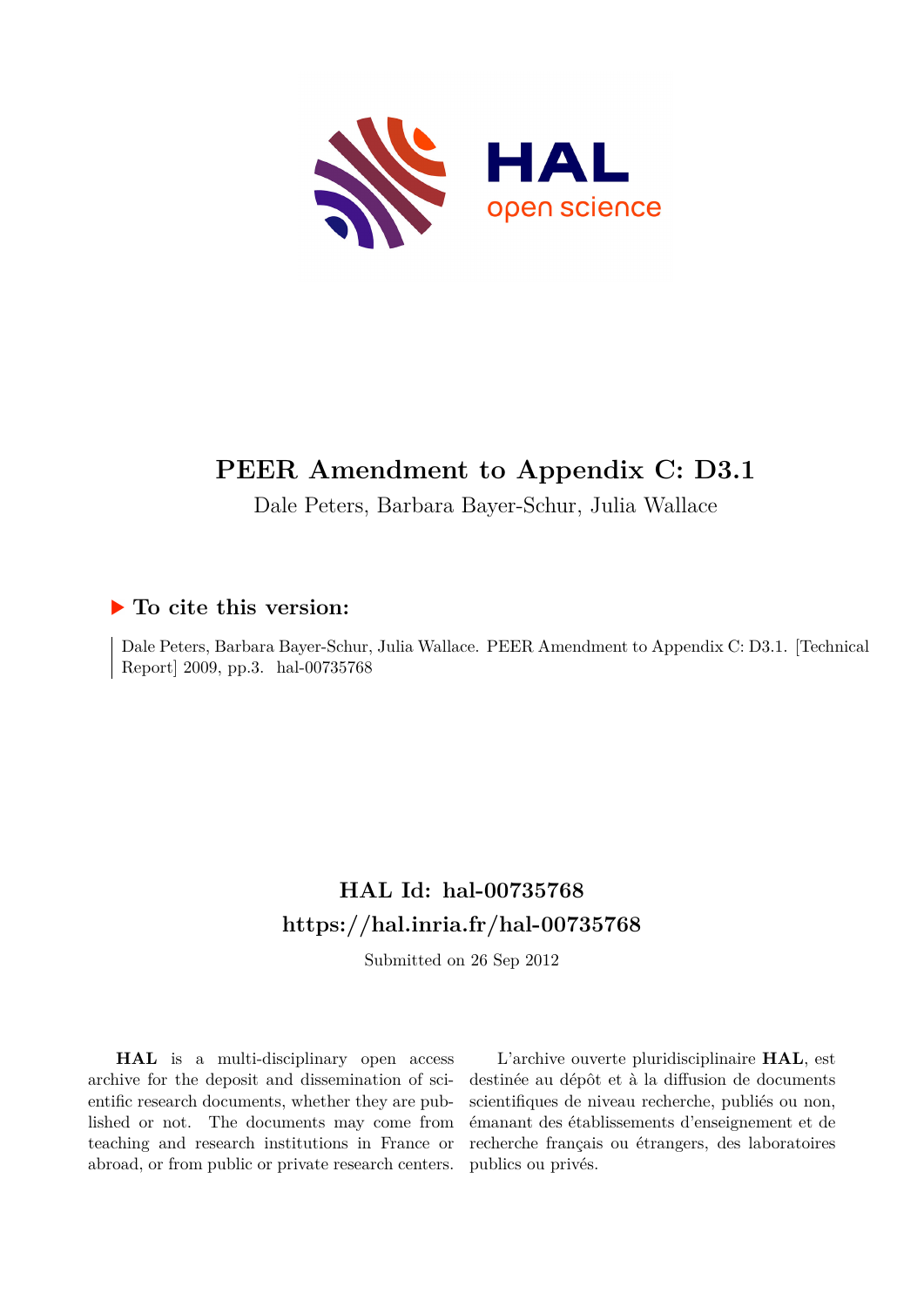# PEER Amendment to Appendix C: D3.1

Dale Peters, Barbara Bayer-Schur, Julia Wallace

## To cite this version:

Dale Peters, Barbara Bayer-Schur, Julia Wallace. PEER Amendment to Appendix C: D3.1. [Technical Report] 2009, pp.3. hal-00735768

## HAL Id: hal-00735768

## https://hal.inria.fr/hal-00735768

Submitted on 26 Sep 2012

**HAL** is a multi-disciplinary open access archive for the deposit and dissemination of scientific research documents, whether they are published or not. The documents may come from teaching and research institutions in France or abroad, or from public or private research centers.

L'archive ouverte pluridisciplinaire **HAL**, est destinée au dépôt et à la diffusion de documents scientifiques de niveau recherche, publiés ou non, émanant des établissements d'enseignement et de recherche français ou étrangers, des laboratoires publics ou privés.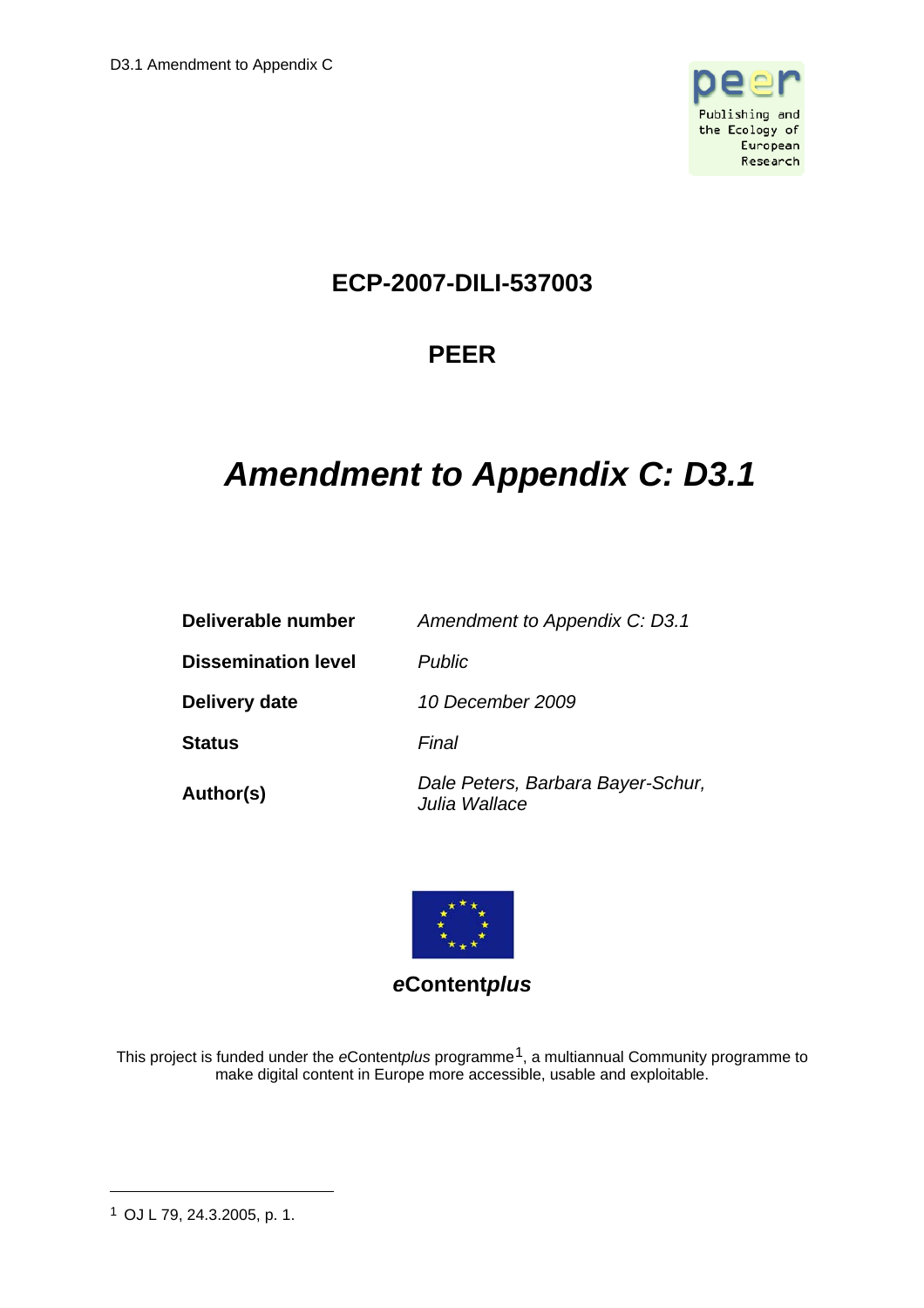# ECP-2007-DILI-537003

# PEER

# *Amendment to Appendix C: D3.1*

| | |
|---|---|
| **Deliverable number** | *Amendment to Appendix C: D3.1* |
| **Dissemination level** | *Public* |
| **Delivery date** | *10 December 2009* |
| **Status** | *Final* |
| **Author(s)** | *Dale Peters, Barbara Bayer-Schur, Julia Wallace* |

***e*Content*plus***

This project is funded under the *e*Content*plus* programme[1], a multiannual Community programme to make digital content in Europe more accessible, usable and exploitable.

[1] OJ L 79, 24.3.2005, p. 1.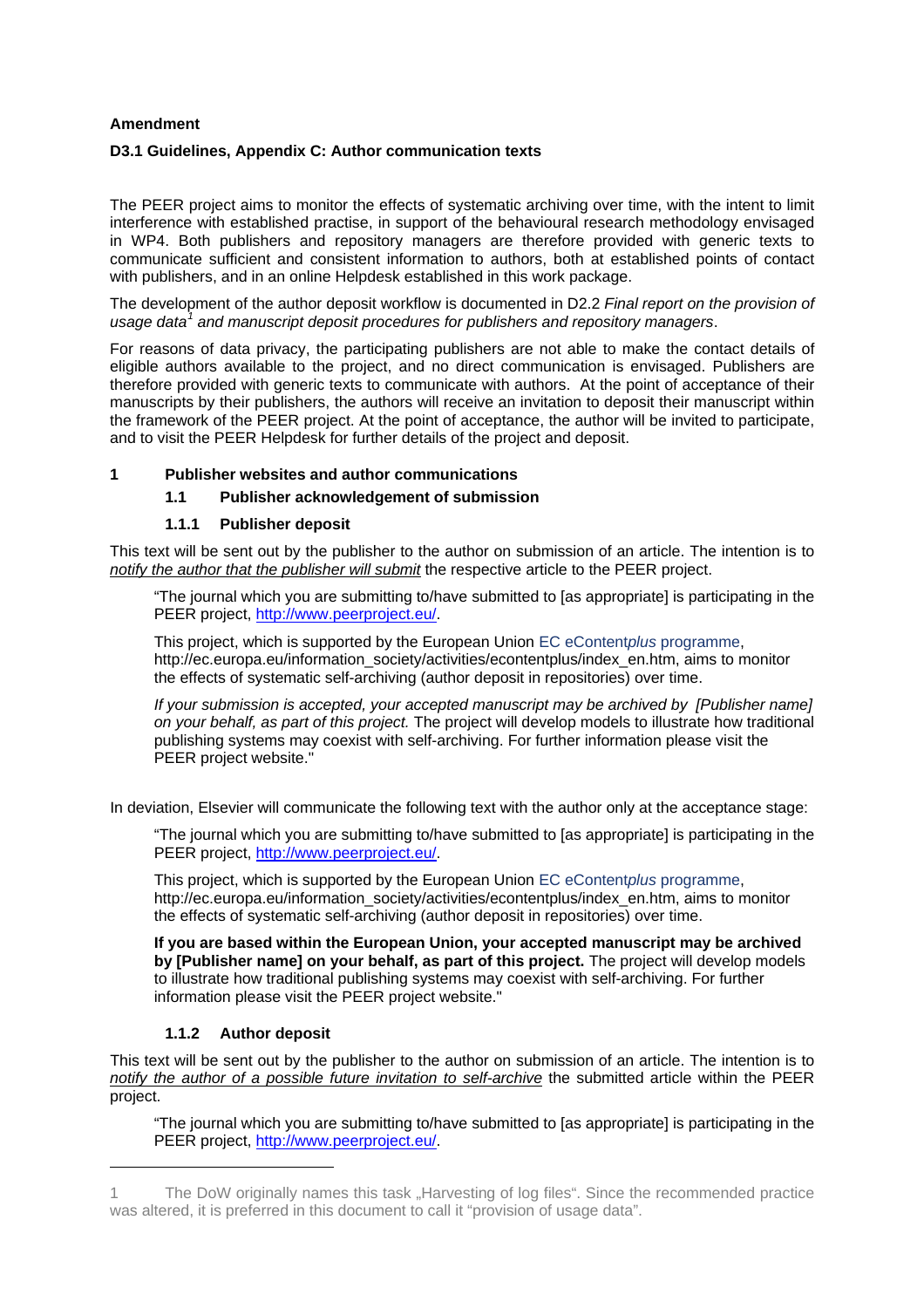**Amendment**

**D3.1 Guidelines, Appendix C: Author communication texts**

The PEER project aims to monitor the effects of systematic archiving over time, with the intent to limit interference with established practise, in support of the behavioural research methodology envisaged in WP4. Both publishers and repository managers are therefore provided with generic texts to communicate sufficient and consistent information to authors, both at established points of contact with publishers, and in an online Helpdesk established in this work package.

The development of the author deposit workflow is documented in D2.2 *Final report on the provision of usage data*[1] *and manuscript deposit procedures for publishers and repository managers*.

For reasons of data privacy, the participating publishers are not able to make the contact details of eligible authors available to the project, and no direct communication is envisaged. Publishers are therefore provided with generic texts to communicate with authors. At the point of acceptance of their manuscripts by their publishers, the authors will receive an invitation to deposit their manuscript within the framework of the PEER project. At the point of acceptance, the author will be invited to participate, and to visit the PEER Helpdesk for further details of the project and deposit.

# 1 Publisher websites and author communications

## 1.1 Publisher acknowledgement of submission

### 1.1.1 Publisher deposit

This text will be sent out by the publisher to the author on submission of an article. The intention is to *notify the author that the publisher will submit* the respective article to the PEER project.

> "The journal which you are submitting to/have submitted to [as appropriate] is participating in the PEER project, http://www.peerproject.eu/.
>
> This project, which is supported by the European Union EC eContent*plus* programme, http://ec.europa.eu/information_society/activities/econtentplus/index_en.htm, aims to monitor the effects of systematic self-archiving (author deposit in repositories) over time.
>
> *If your submission is accepted, your accepted manuscript may be archived by [Publisher name] on your behalf, as part of this project.* The project will develop models to illustrate how traditional publishing systems may coexist with self-archiving. For further information please visit the PEER project website."

In deviation, Elsevier will communicate the following text with the author only at the acceptance stage:

> "The journal which you are submitting to/have submitted to [as appropriate] is participating in the PEER project, http://www.peerproject.eu/.
>
> This project, which is supported by the European Union EC eContent*plus* programme, http://ec.europa.eu/information_society/activities/econtentplus/index_en.htm, aims to monitor the effects of systematic self-archiving (author deposit in repositories) over time.
>
> **If you are based within the European Union, your accepted manuscript may be archived by [Publisher name] on your behalf, as part of this project.** The project will develop models to illustrate how traditional publishing systems may coexist with self-archiving. For further information please visit the PEER project website."

### 1.1.2 Author deposit

This text will be sent out by the publisher to the author on submission of an article. The intention is to *notify the author of a possible future invitation to self-archive* the submitted article within the PEER project.

> "The journal which you are submitting to/have submitted to [as appropriate] is participating in the PEER project, http://www.peerproject.eu/.

1 The DoW originally names this task „Harvesting of log files". Since the recommended practice was altered, it is preferred in this document to call it "provision of usage data".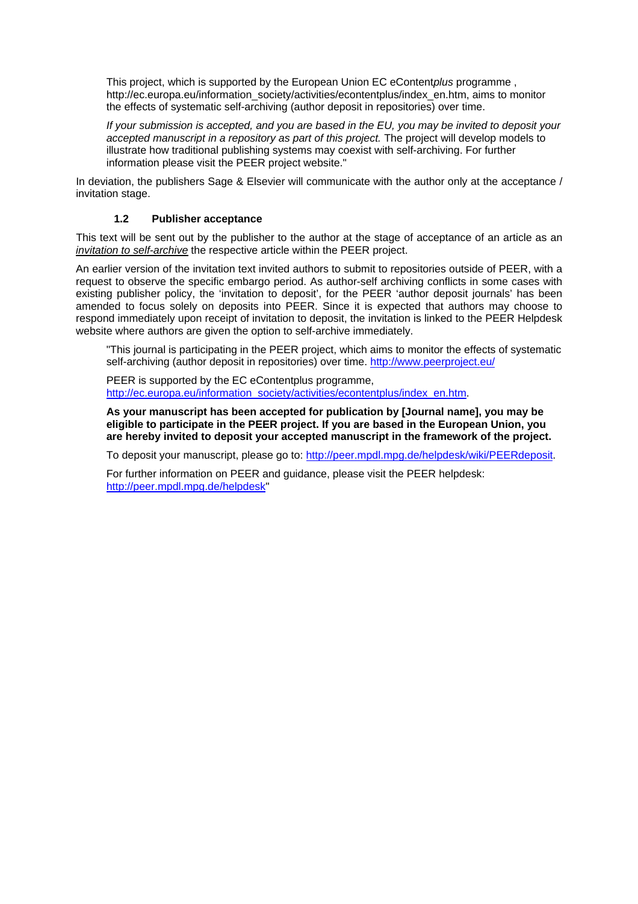This project, which is supported by the European Union EC eContent*plus* programme , http://ec.europa.eu/information_society/activities/econtentplus/index_en.htm, aims to monitor the effects of systematic self-archiving (author deposit in repositories) over time.

*If your submission is accepted, and you are based in the EU, you may be invited to deposit your accepted manuscript in a repository as part of this project.* The project will develop models to illustrate how traditional publishing systems may coexist with self-archiving. For further information please visit the PEER project website."

In deviation, the publishers Sage & Elsevier will communicate with the author only at the acceptance / invitation stage.

### 1.2 Publisher acceptance

This text will be sent out by the publisher to the author at the stage of acceptance of an article as an *invitation to self-archive* the respective article within the PEER project.

An earlier version of the invitation text invited authors to submit to repositories outside of PEER, with a request to observe the specific embargo period. As author-self archiving conflicts in some cases with existing publisher policy, the 'invitation to deposit', for the PEER 'author deposit journals' has been amended to focus solely on deposits into PEER. Since it is expected that authors may choose to respond immediately upon receipt of invitation to deposit, the invitation is linked to the PEER Helpdesk website where authors are given the option to self-archive immediately.

> "This journal is participating in the PEER project, which aims to monitor the effects of systematic self-archiving (author deposit in repositories) over time. http://www.peerproject.eu/
>
> PEER is supported by the EC eContentplus programme, http://ec.europa.eu/information_society/activities/econtentplus/index_en.htm.
>
> **As your manuscript has been accepted for publication by [Journal name], you may be eligible to participate in the PEER project. If you are based in the European Union, you are hereby invited to deposit your accepted manuscript in the framework of the project.**
>
> To deposit your manuscript, please go to: http://peer.mpdl.mpg.de/helpdesk/wiki/PEERdeposit.
>
> For further information on PEER and guidance, please visit the PEER helpdesk: http://peer.mpdl.mpg.de/helpdesk"